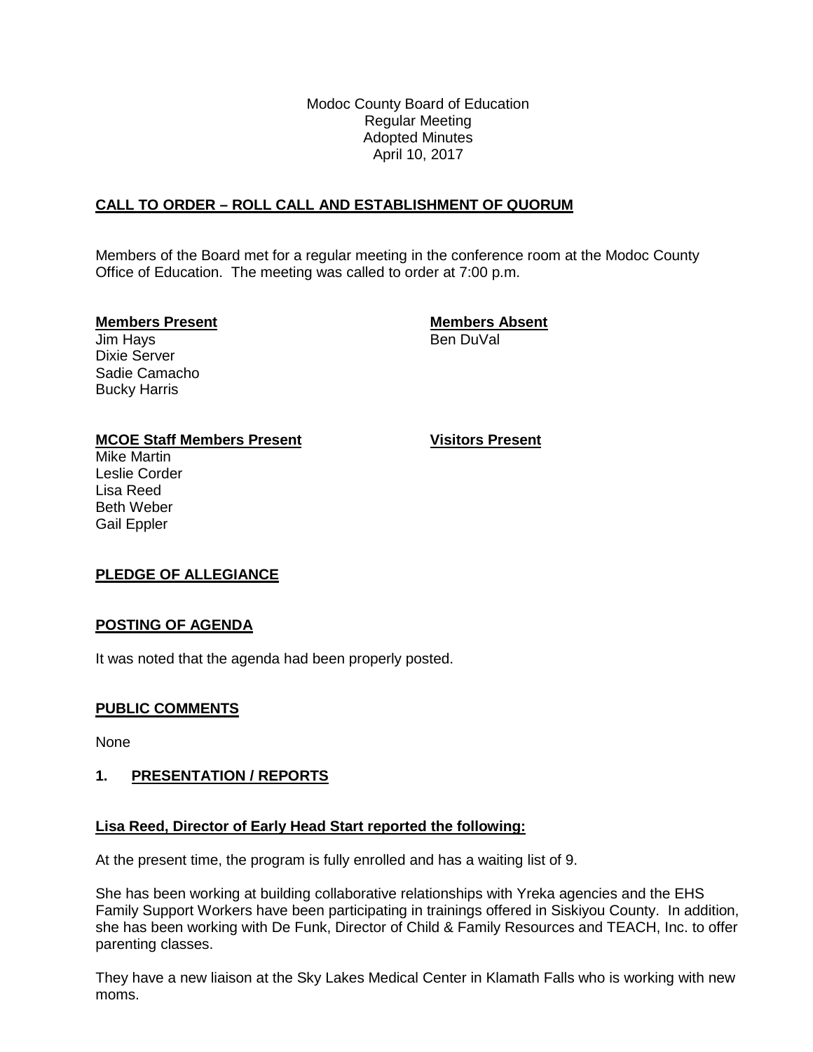Modoc County Board of Education
Regular Meeting
Adopted Minutes
April 10, 2017

## CALL TO ORDER – ROLL CALL AND ESTABLISHMENT OF QUORUM

Members of the Board met for a regular meeting in the conference room at the Modoc County Office of Education. The meeting was called to order at 7:00 p.m.

**Members Present**
Jim Hays
Dixie Server
Sadie Camacho
Bucky Harris

**Members Absent**
Ben DuVal

**MCOE Staff Members Present**
Mike Martin
Leslie Corder
Lisa Reed
Beth Weber
Gail Eppler

**Visitors Present**

## PLEDGE OF ALLEGIANCE

## POSTING OF AGENDA

It was noted that the agenda had been properly posted.

## PUBLIC COMMENTS

None

## 1. PRESENTATION / REPORTS

### Lisa Reed, Director of Early Head Start reported the following:

At the present time, the program is fully enrolled and has a waiting list of 9.

She has been working at building collaborative relationships with Yreka agencies and the EHS Family Support Workers have been participating in trainings offered in Siskiyou County. In addition, she has been working with De Funk, Director of Child & Family Resources and TEACH, Inc. to offer parenting classes.

They have a new liaison at the Sky Lakes Medical Center in Klamath Falls who is working with new moms.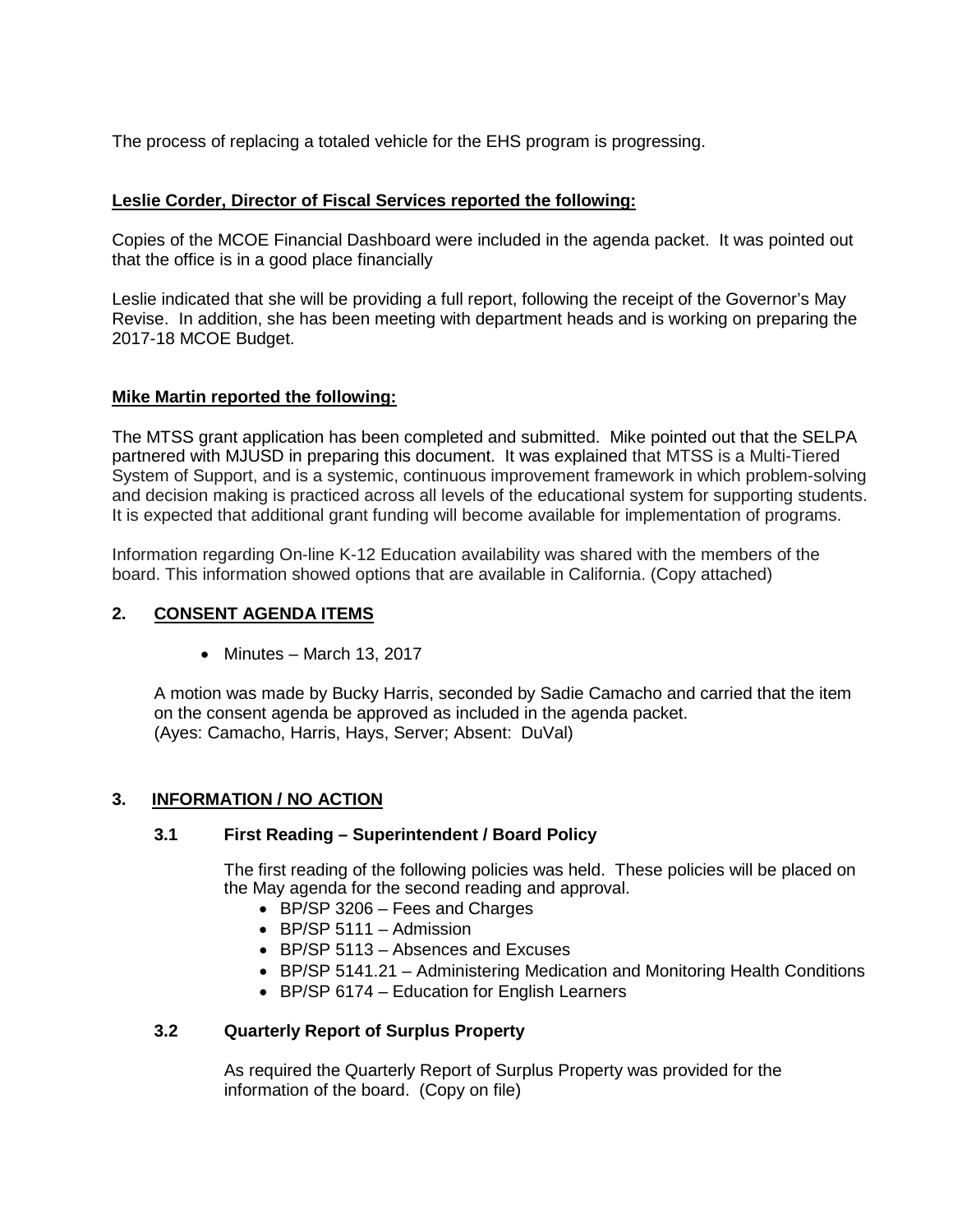The process of replacing a totaled vehicle for the EHS program is progressing.

**<u>Leslie Corder, Director of Fiscal Services reported the following:</u>**

Copies of the MCOE Financial Dashboard were included in the agenda packet. It was pointed out that the office is in a good place financially

Leslie indicated that she will be providing a full report, following the receipt of the Governor's May Revise. In addition, she has been meeting with department heads and is working on preparing the 2017-18 MCOE Budget.

**<u>Mike Martin reported the following:</u>**

The MTSS grant application has been completed and submitted. Mike pointed out that the SELPA partnered with MJUSD in preparing this document. It was explained that MTSS is a Multi-Tiered System of Support, and is a systemic, continuous improvement framework in which problem-solving and decision making is practiced across all levels of the educational system for supporting students. It is expected that additional grant funding will become available for implementation of programs.

Information regarding On-line K-12 Education availability was shared with the members of the board. This information showed options that are available in California. (Copy attached)

## 2. CONSENT AGENDA ITEMS

- Minutes – March 13, 2017

A motion was made by Bucky Harris, seconded by Sadie Camacho and carried that the item on the consent agenda be approved as included in the agenda packet.
(Ayes: Camacho, Harris, Hays, Server; Absent: DuVal)

## 3. INFORMATION / NO ACTION

### 3.1 First Reading – Superintendent / Board Policy

The first reading of the following policies was held. These policies will be placed on the May agenda for the second reading and approval.

- BP/SP 3206 – Fees and Charges
- BP/SP 5111 – Admission
- BP/SP 5113 – Absences and Excuses
- BP/SP 5141.21 – Administering Medication and Monitoring Health Conditions
- BP/SP 6174 – Education for English Learners

### 3.2 Quarterly Report of Surplus Property

As required the Quarterly Report of Surplus Property was provided for the information of the board. (Copy on file)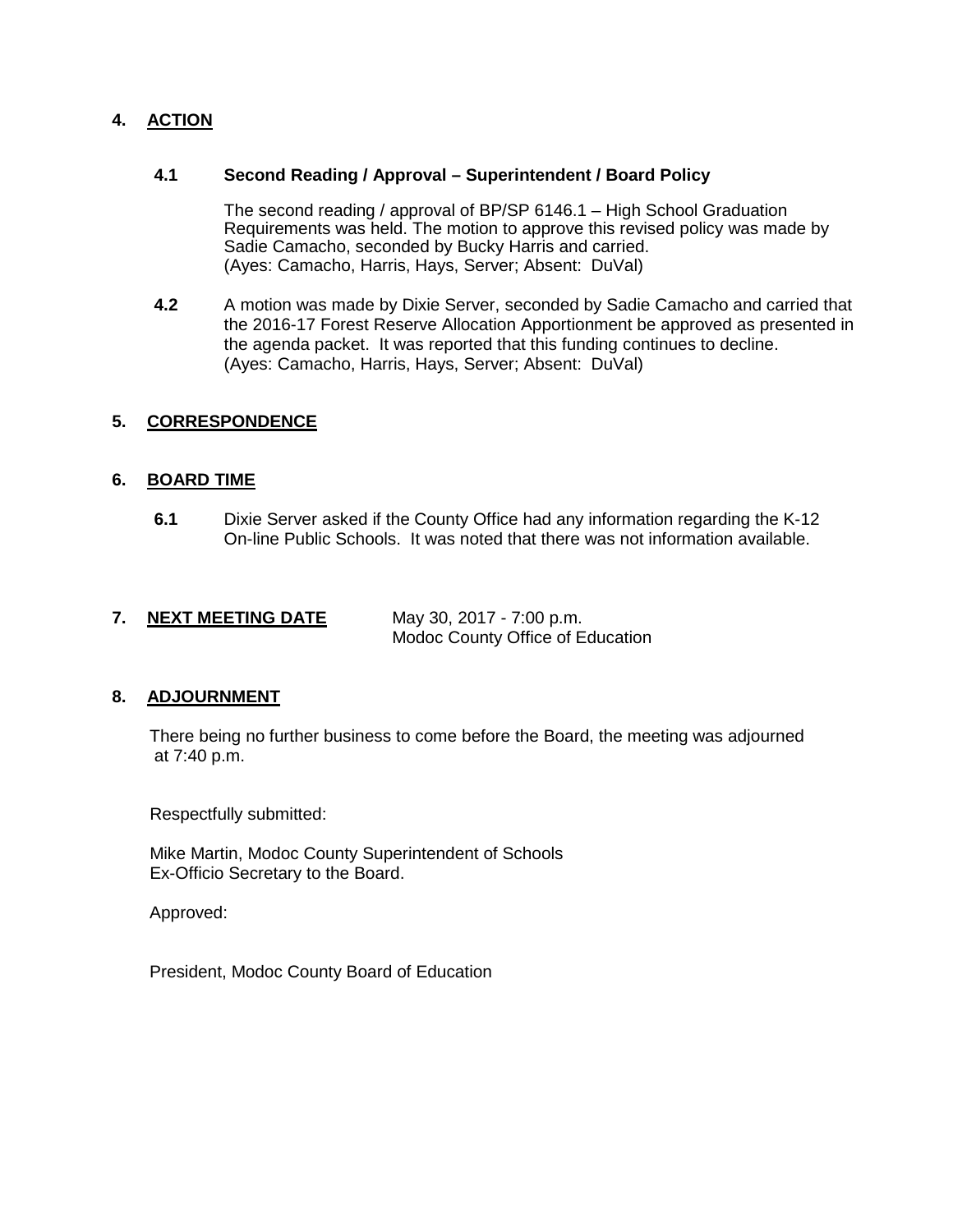## 4. ACTION

### 4.1 Second Reading / Approval – Superintendent / Board Policy

The second reading / approval of BP/SP 6146.1 – High School Graduation Requirements was held. The motion to approve this revised policy was made by Sadie Camacho, seconded by Bucky Harris and carried.
(Ayes: Camacho, Harris, Hays, Server; Absent: DuVal)

**4.2** A motion was made by Dixie Server, seconded by Sadie Camacho and carried that the 2016-17 Forest Reserve Allocation Apportionment be approved as presented in the agenda packet. It was reported that this funding continues to decline.
(Ayes: Camacho, Harris, Hays, Server; Absent: DuVal)

## 5. CORRESPONDENCE

## 6. BOARD TIME

**6.1** Dixie Server asked if the County Office had any information regarding the K-12 On-line Public Schools. It was noted that there was not information available.

## 7. NEXT MEETING DATE

May 30, 2017 - 7:00 p.m.
Modoc County Office of Education

## 8. ADJOURNMENT

There being no further business to come before the Board, the meeting was adjourned at 7:40 p.m.

Respectfully submitted:

Mike Martin, Modoc County Superintendent of Schools
Ex-Officio Secretary to the Board.

Approved:

President, Modoc County Board of Education